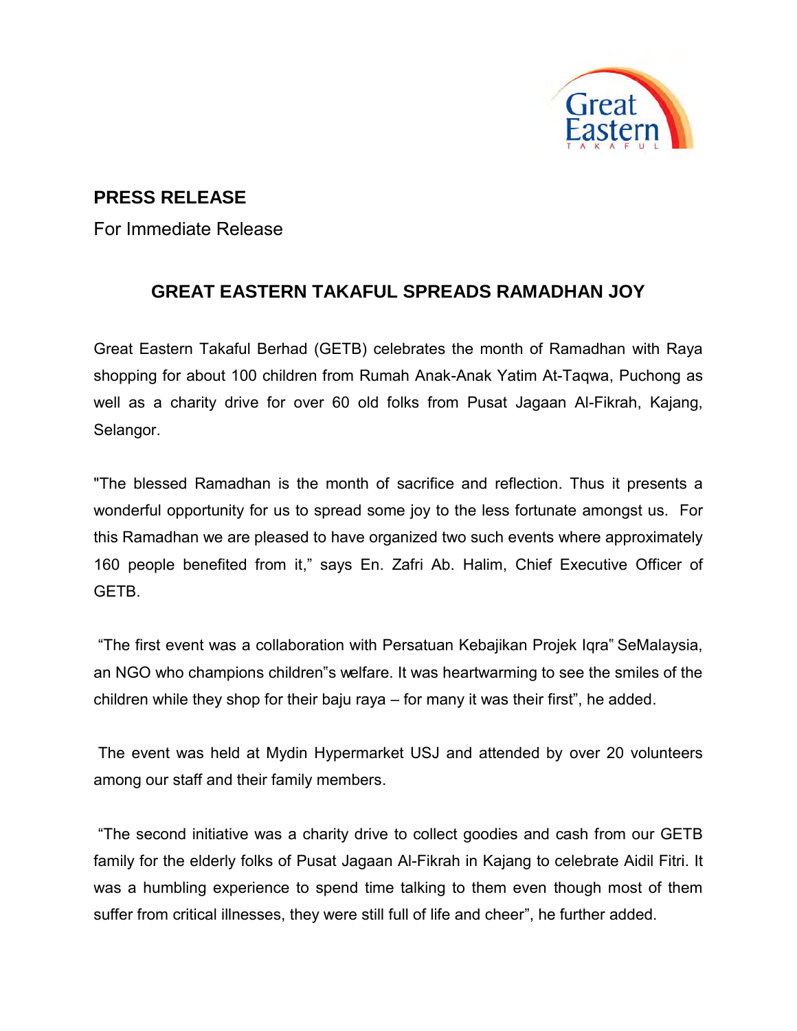**PRESS RELEASE**

For Immediate Release

## GREAT EASTERN TAKAFUL SPREADS RAMADHAN JOY

Great Eastern Takaful Berhad (GETB) celebrates the month of Ramadhan with Raya shopping for about 100 children from Rumah Anak-Anak Yatim At-Taqwa, Puchong as well as a charity drive for over 60 old folks from Pusat Jagaan Al-Fikrah, Kajang, Selangor.

"The blessed Ramadhan is the month of sacrifice and reflection. Thus it presents a wonderful opportunity for us to spread some joy to the less fortunate amongst us. For this Ramadhan we are pleased to have organized two such events where approximately 160 people benefited from it," says En. Zafri Ab. Halim, Chief Executive Officer of GETB.

"The first event was a collaboration with Persatuan Kebajikan Projek Iqra" SeMalaysia, an NGO who champions children"s welfare. It was heartwarming to see the smiles of the children while they shop for their baju raya – for many it was their first", he added.

The event was held at Mydin Hypermarket USJ and attended by over 20 volunteers among our staff and their family members.

"The second initiative was a charity drive to collect goodies and cash from our GETB family for the elderly folks of Pusat Jagaan Al-Fikrah in Kajang to celebrate Aidil Fitri. It was a humbling experience to spend time talking to them even though most of them suffer from critical illnesses, they were still full of life and cheer", he further added.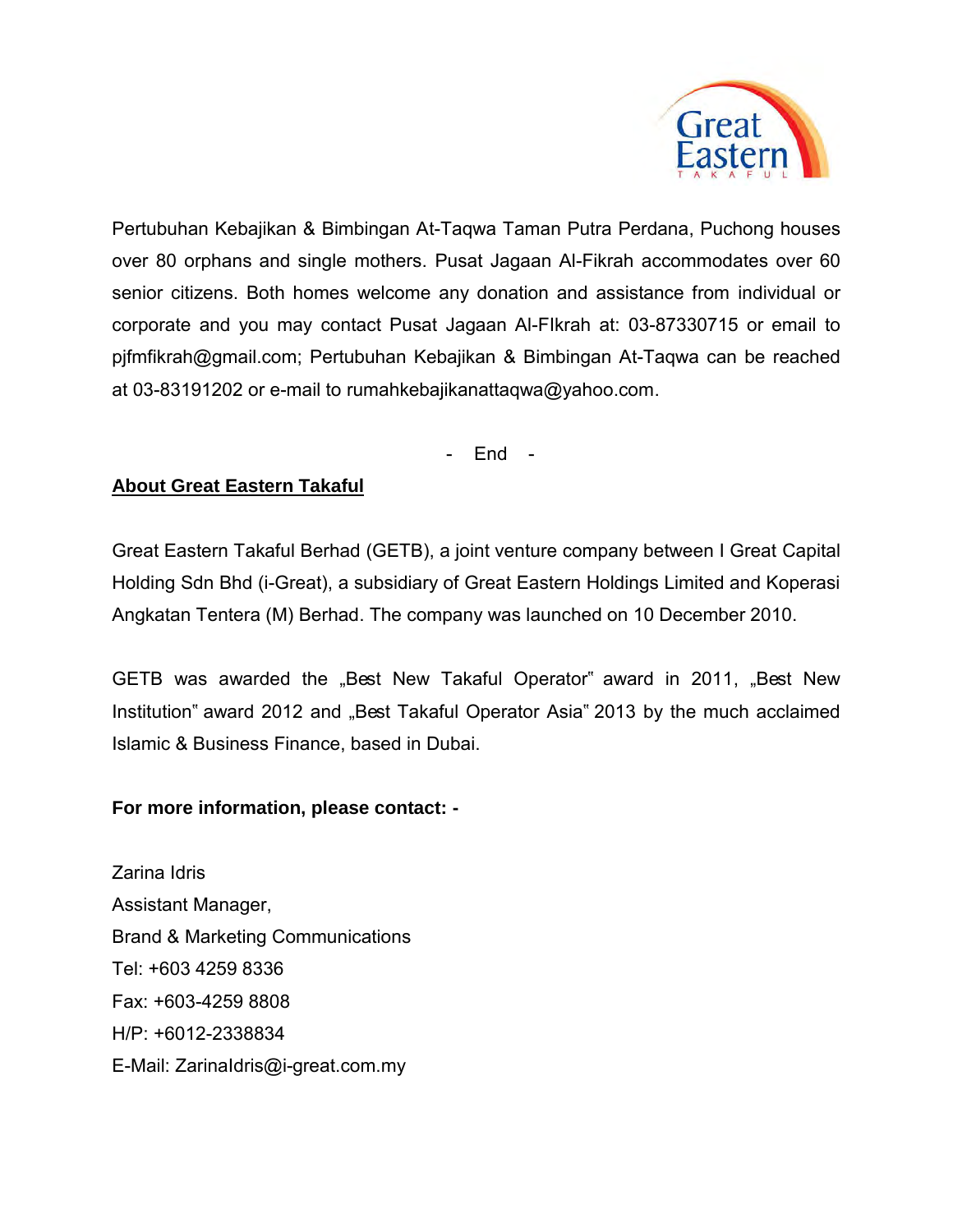Pertubuhan Kebajikan & Bimbingan At-Taqwa Taman Putra Perdana, Puchong houses over 80 orphans and single mothers. Pusat Jagaan Al-Fikrah accommodates over 60 senior citizens. Both homes welcome any donation and assistance from individual or corporate and you may contact Pusat Jagaan Al-FIkrah at: 03-87330715 or email to pjfmfikrah@gmail.com; Pertubuhan Kebajikan & Bimbingan At-Taqwa can be reached at 03-83191202 or e-mail to rumahkebajikanattaqwa@yahoo.com.

- End -

**About Great Eastern Takaful**

Great Eastern Takaful Berhad (GETB), a joint venture company between I Great Capital Holding Sdn Bhd (i-Great), a subsidiary of Great Eastern Holdings Limited and Koperasi Angkatan Tentera (M) Berhad. The company was launched on 10 December 2010.

GETB was awarded the „Best New Takaful Operator" award in 2011, „Best New Institution" award 2012 and „Best Takaful Operator Asia" 2013 by the much acclaimed Islamic & Business Finance, based in Dubai.

**For more information, please contact: -**

Zarina Idris
Assistant Manager,
Brand & Marketing Communications
Tel: +603 4259 8336
Fax: +603-4259 8808
H/P: +6012-2338834
E-Mail: ZarinaIdris@i-great.com.my